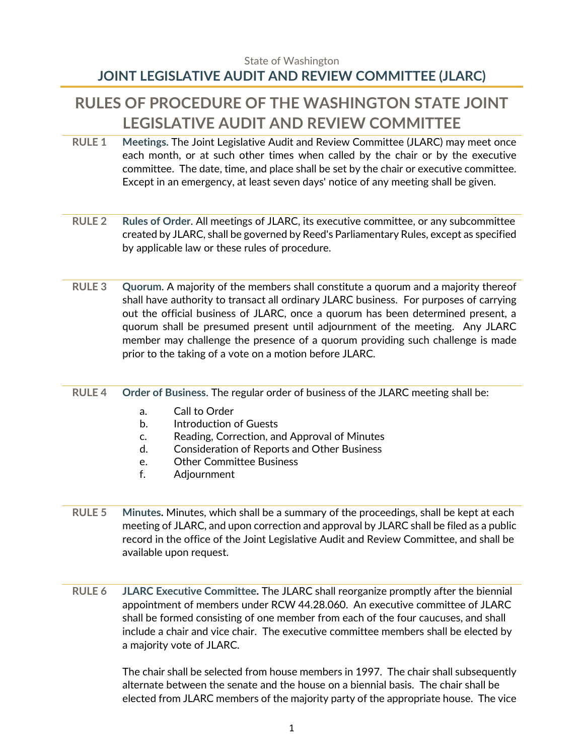State of Washington

**JOINT LEGISLATIVE AUDIT AND REVIEW COMMITTEE (JLARC)**

# RULES OF PROCEDURE OF THE WASHINGTON STATE JOINT LEGISLATIVE AUDIT AND REVIEW COMMITTEE

**RULE 1** **Meetings.** The Joint Legislative Audit and Review Committee (JLARC) may meet once each month, or at such other times when called by the chair or by the executive committee. The date, time, and place shall be set by the chair or executive committee. Except in an emergency, at least seven days' notice of any meeting shall be given.

**RULE 2** **Rules of Order**. All meetings of JLARC, its executive committee, or any subcommittee created by JLARC, shall be governed by Reed's Parliamentary Rules, except as specified by applicable law or these rules of procedure.

**RULE 3** **Quorum**. A majority of the members shall constitute a quorum and a majority thereof shall have authority to transact all ordinary JLARC business. For purposes of carrying out the official business of JLARC, once a quorum has been determined present, a quorum shall be presumed present until adjournment of the meeting. Any JLARC member may challenge the presence of a quorum providing such challenge is made prior to the taking of a vote on a motion before JLARC.

**RULE 4** **Order of Business**. The regular order of business of the JLARC meeting shall be:

a. Call to Order
b. Introduction of Guests
c. Reading, Correction, and Approval of Minutes
d. Consideration of Reports and Other Business
e. Other Committee Business
f. Adjournment

**RULE 5** **Minutes.** Minutes, which shall be a summary of the proceedings, shall be kept at each meeting of JLARC, and upon correction and approval by JLARC shall be filed as a public record in the office of the Joint Legislative Audit and Review Committee, and shall be available upon request.

**RULE 6** **JLARC Executive Committee.** The JLARC shall reorganize promptly after the biennial appointment of members under RCW 44.28.060. An executive committee of JLARC shall be formed consisting of one member from each of the four caucuses, and shall include a chair and vice chair. The executive committee members shall be elected by a majority vote of JLARC.

The chair shall be selected from house members in 1997. The chair shall subsequently alternate between the senate and the house on a biennial basis. The chair shall be elected from JLARC members of the majority party of the appropriate house. The vice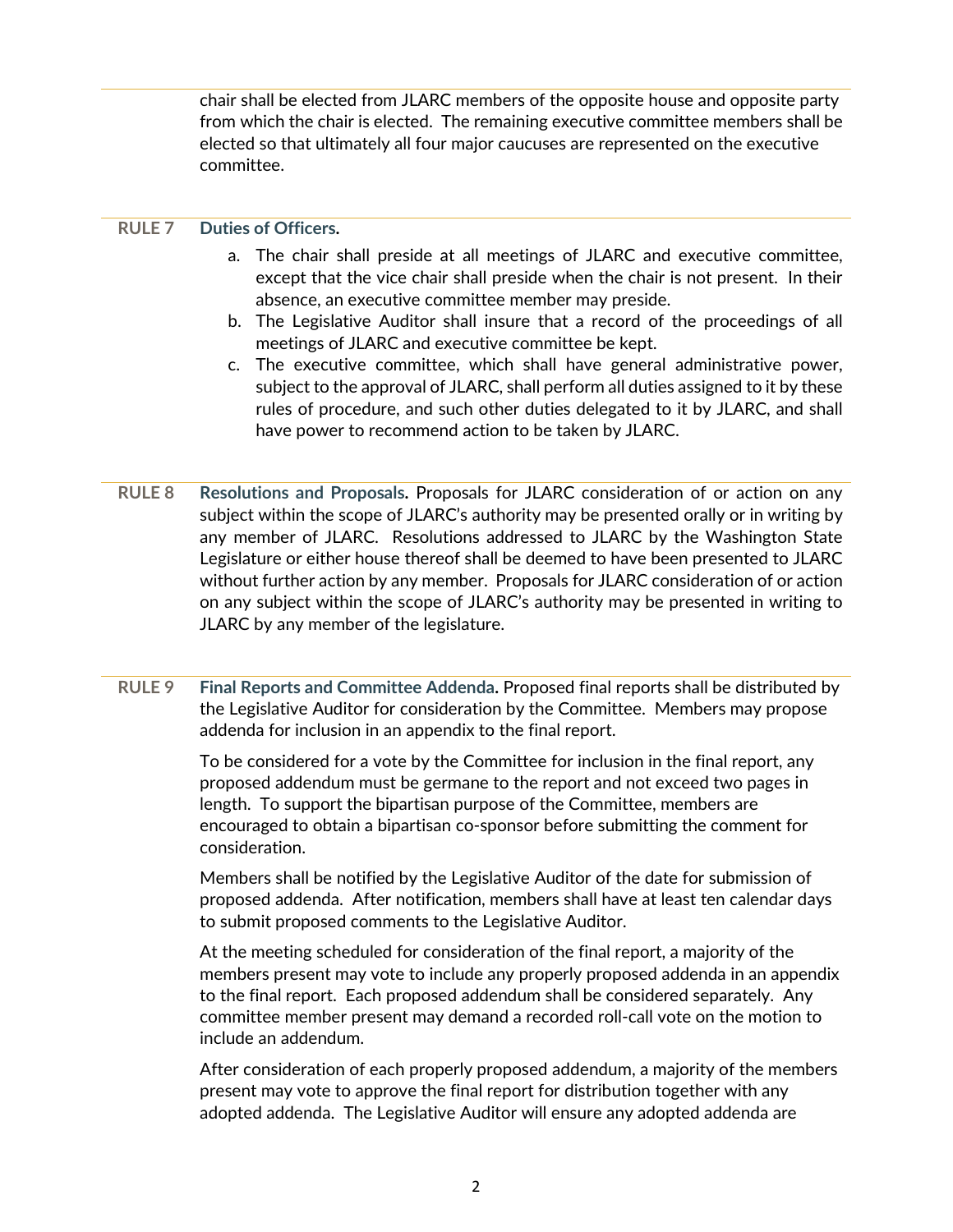chair shall be elected from JLARC members of the opposite house and opposite party from which the chair is elected. The remaining executive committee members shall be elected so that ultimately all four major caucuses are represented on the executive committee.

**RULE 7** **Duties of Officers.**

a. The chair shall preside at all meetings of JLARC and executive committee, except that the vice chair shall preside when the chair is not present. In their absence, an executive committee member may preside.
b. The Legislative Auditor shall insure that a record of the proceedings of all meetings of JLARC and executive committee be kept.
c. The executive committee, which shall have general administrative power, subject to the approval of JLARC, shall perform all duties assigned to it by these rules of procedure, and such other duties delegated to it by JLARC, and shall have power to recommend action to be taken by JLARC.

**RULE 8** **Resolutions and Proposals.** Proposals for JLARC consideration of or action on any subject within the scope of JLARC's authority may be presented orally or in writing by any member of JLARC. Resolutions addressed to JLARC by the Washington State Legislature or either house thereof shall be deemed to have been presented to JLARC without further action by any member. Proposals for JLARC consideration of or action on any subject within the scope of JLARC's authority may be presented in writing to JLARC by any member of the legislature.

**RULE 9** **Final Reports and Committee Addenda.** Proposed final reports shall be distributed by the Legislative Auditor for consideration by the Committee. Members may propose addenda for inclusion in an appendix to the final report.

To be considered for a vote by the Committee for inclusion in the final report, any proposed addendum must be germane to the report and not exceed two pages in length. To support the bipartisan purpose of the Committee, members are encouraged to obtain a bipartisan co-sponsor before submitting the comment for consideration.

Members shall be notified by the Legislative Auditor of the date for submission of proposed addenda. After notification, members shall have at least ten calendar days to submit proposed comments to the Legislative Auditor.

At the meeting scheduled for consideration of the final report, a majority of the members present may vote to include any properly proposed addenda in an appendix to the final report. Each proposed addendum shall be considered separately. Any committee member present may demand a recorded roll-call vote on the motion to include an addendum.

After consideration of each properly proposed addendum, a majority of the members present may vote to approve the final report for distribution together with any adopted addenda. The Legislative Auditor will ensure any adopted addenda are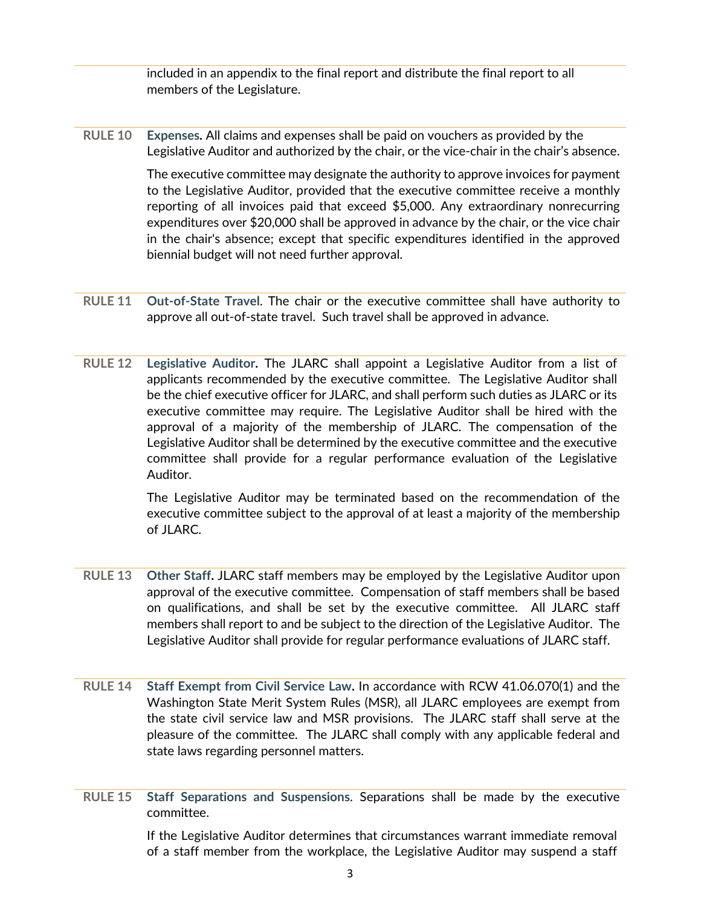included in an appendix to the final report and distribute the final report to all members of the Legislature.

**RULE 10** **Expenses.** All claims and expenses shall be paid on vouchers as provided by the Legislative Auditor and authorized by the chair, or the vice-chair in the chair's absence.

The executive committee may designate the authority to approve invoices for payment to the Legislative Auditor, provided that the executive committee receive a monthly reporting of all invoices paid that exceed $5,000. Any extraordinary nonrecurring expenditures over $20,000 shall be approved in advance by the chair, or the vice chair in the chair's absence; except that specific expenditures identified in the approved biennial budget will not need further approval.

**RULE 11** **Out-of-State Travel**. The chair or the executive committee shall have authority to approve all out-of-state travel. Such travel shall be approved in advance.

**RULE 12** **Legislative Auditor.** The JLARC shall appoint a Legislative Auditor from a list of applicants recommended by the executive committee. The Legislative Auditor shall be the chief executive officer for JLARC, and shall perform such duties as JLARC or its executive committee may require. The Legislative Auditor shall be hired with the approval of a majority of the membership of JLARC. The compensation of the Legislative Auditor shall be determined by the executive committee and the executive committee shall provide for a regular performance evaluation of the Legislative Auditor.

The Legislative Auditor may be terminated based on the recommendation of the executive committee subject to the approval of at least a majority of the membership of JLARC.

**RULE 13** **Other Staff.** JLARC staff members may be employed by the Legislative Auditor upon approval of the executive committee. Compensation of staff members shall be based on qualifications, and shall be set by the executive committee. All JLARC staff members shall report to and be subject to the direction of the Legislative Auditor. The Legislative Auditor shall provide for regular performance evaluations of JLARC staff.

**RULE 14** **Staff Exempt from Civil Service Law.** In accordance with RCW 41.06.070(1) and the Washington State Merit System Rules (MSR), all JLARC employees are exempt from the state civil service law and MSR provisions. The JLARC staff shall serve at the pleasure of the committee. The JLARC shall comply with any applicable federal and state laws regarding personnel matters.

**RULE 15** **Staff Separations and Suspensions**. Separations shall be made by the executive committee.

If the Legislative Auditor determines that circumstances warrant immediate removal of a staff member from the workplace, the Legislative Auditor may suspend a staff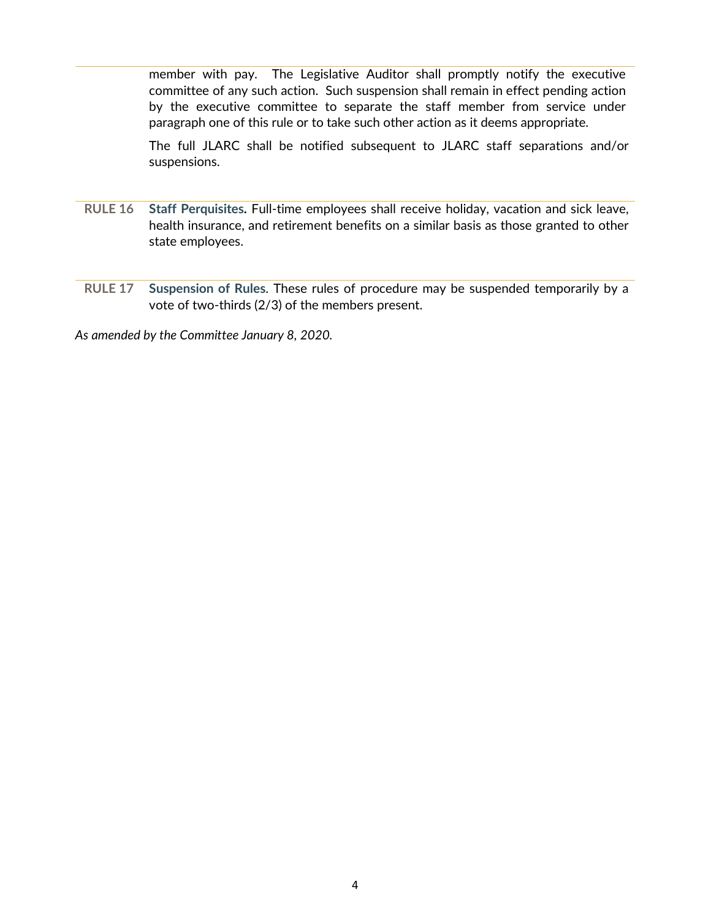member with pay. The Legislative Auditor shall promptly notify the executive committee of any such action. Such suspension shall remain in effect pending action by the executive committee to separate the staff member from service under paragraph one of this rule or to take such other action as it deems appropriate.

The full JLARC shall be notified subsequent to JLARC staff separations and/or suspensions.

**RULE 16** **Staff Perquisites.** Full-time employees shall receive holiday, vacation and sick leave, health insurance, and retirement benefits on a similar basis as those granted to other state employees.

**RULE 17** **Suspension of Rules.** These rules of procedure may be suspended temporarily by a vote of two-thirds (2/3) of the members present.

*As amended by the Committee January 8, 2020.*